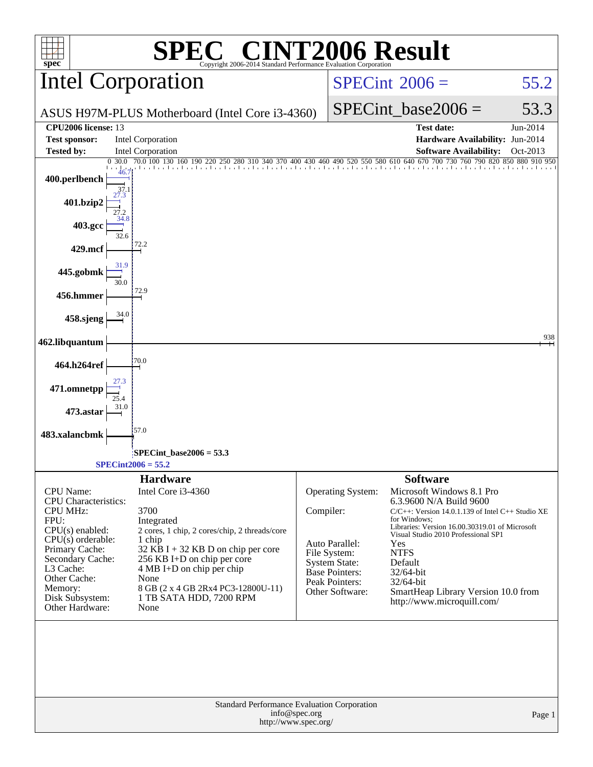# SPEC® CINT2006 Result

Copyright 2006-2014 Standard Performance Evaluation Corporation

## Intel Corporation

ASUS H97M-PLUS Motherboard (Intel Core i3-4360)

SPECint 2006 = 55.2

SPECint_base2006 = 53.3

| | | | |
|---|---|---|---|
| **CPU2006 license:** | 13 | **Test date:** | Jun-2014 |
| **Test sponsor:** | Intel Corporation | **Hardware Availability:** | Jun-2014 |
| **Tested by:** | Intel Corporation | **Software Availability:** | Oct-2013 |

| Benchmark | Peak | Base |
|---|---|---|
| 400.perlbench | 46.7 | 37.1 |
| 401.bzip2 | 27.3 | 27.2 |
| 403.gcc | 34.8 | 32.6 |
| 429.mcf | | 72.2 |
| 445.gobmk | 31.9 | 30.0 |
| 456.hmmer | | 72.9 |
| 458.sjeng | | 34.0 |
| 462.libquantum | | 938 |
| 464.h264ref | | 70.0 |
| 471.omnetpp | 27.3 | 25.4 |
| 473.astar | | 31.0 |
| 483.xalancbmk | | 57.0 |

SPECint_base2006 = 53.3

SPECint2006 = 55.2

### Hardware

| | |
|---|---|
| CPU Name: | Intel Core i3-4360 |
| CPU Characteristics: | |
| CPU MHz: | 3700 |
| FPU: | Integrated |
| CPU(s) enabled: | 2 cores, 1 chip, 2 cores/chip, 2 threads/core |
| CPU(s) orderable: | 1 chip |
| Primary Cache: | 32 KB I + 32 KB D on chip per core |
| Secondary Cache: | 256 KB I+D on chip per core |
| L3 Cache: | 4 MB I+D on chip per chip |
| Other Cache: | None |
| Memory: | 8 GB (2 x 4 GB 2Rx4 PC3-12800U-11) |
| Disk Subsystem: | 1 TB SATA HDD, 7200 RPM |
| Other Hardware: | None |

### Software

| | |
|---|---|
| Operating System: | Microsoft Windows 8.1 Pro 6.3.9600 N/A Build 9600 |
| Compiler: | C/C++: Version 14.0.1.139 of Intel C++ Studio XE for Windows; Libraries: Version 16.00.30319.01 of Microsoft Visual Studio 2010 Professional SP1 |
| Auto Parallel: | Yes |
| File System: | NTFS |
| System State: | Default |
| Base Pointers: | 32/64-bit |
| Peak Pointers: | 32/64-bit |
| Other Software: | SmartHeap Library Version 10.0 from http://www.microquill.com/ |

Standard Performance Evaluation Corporation
info@spec.org
http://www.spec.org/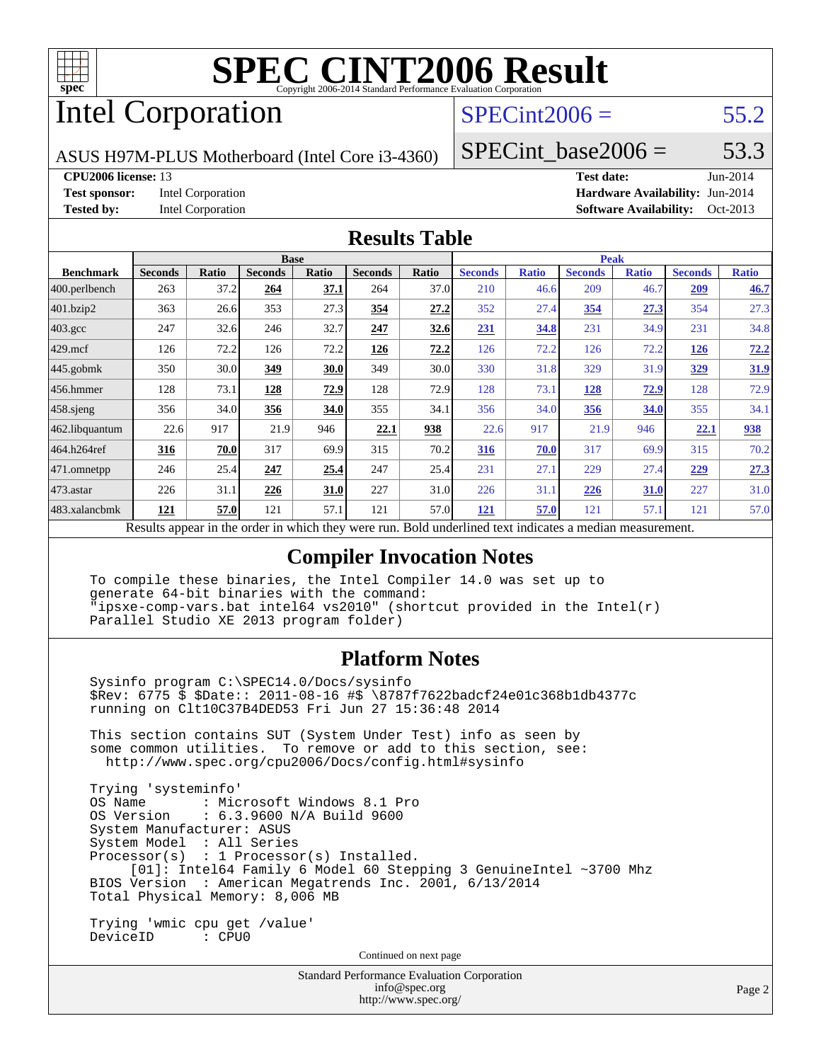# SPEC CINT2006 Result

Copyright 2006-2014 Standard Performance Evaluation Corporation

# Intel Corporation

ASUS H97M-PLUS Motherboard (Intel Core i3-4360)

SPECint2006 = 55.2

SPECint_base2006 = 53.3

**CPU2006 license:** 13

**Test sponsor:** Intel Corporation

**Tested by:** Intel Corporation

**Test date:** Jun-2014

**Hardware Availability:** Jun-2014

**Software Availability:** Oct-2013

## Results Table

| Benchmark | Base | | | | | | Peak | | | | | |
|---|---|---|---|---|---|---|---|---|---|---|---|---|
| | Seconds | Ratio | Seconds | Ratio | Seconds | Ratio | Seconds | Ratio | Seconds | Ratio | Seconds | Ratio |
| 400.perlbench | 263 | 37.2 | **264** | **37.1** | 264 | 37.0 | 210 | 46.6 | 209 | 46.7 | **209** | **46.7** |
| 401.bzip2 | 363 | 26.6 | 353 | 27.3 | **354** | **27.2** | 352 | 27.4 | **354** | **27.3** | 354 | 27.3 |
| 403.gcc | 247 | 32.6 | 246 | 32.7 | **247** | **32.6** | **231** | **34.8** | 231 | 34.9 | 231 | 34.8 |
| 429.mcf | 126 | 72.2 | 126 | 72.2 | **126** | **72.2** | 126 | 72.2 | 126 | 72.2 | **126** | **72.2** |
| 445.gobmk | 350 | 30.0 | **349** | **30.0** | 349 | 30.0 | 330 | 31.8 | 329 | 31.9 | **329** | **31.9** |
| 456.hmmer | 128 | 73.1 | **128** | **72.9** | 128 | 72.9 | 128 | 73.1 | **128** | **72.9** | 128 | 72.9 |
| 458.sjeng | 356 | 34.0 | **356** | **34.0** | 355 | 34.1 | 356 | 34.0 | **356** | **34.0** | 355 | 34.1 |
| 462.libquantum | 22.6 | 917 | 21.9 | 946 | **22.1** | **938** | 22.6 | 917 | 21.9 | 946 | **22.1** | **938** |
| 464.h264ref | **316** | **70.0** | 317 | 69.9 | 315 | 70.2 | **316** | **70.0** | 317 | 69.9 | 315 | 70.2 |
| 471.omnetpp | 246 | 25.4 | **247** | **25.4** | 247 | 25.4 | 231 | 27.1 | 229 | 27.4 | **229** | **27.3** |
| 473.astar | 226 | 31.1 | **226** | **31.0** | 227 | 31.0 | 226 | 31.1 | **226** | **31.0** | 227 | 31.0 |
| 483.xalancbmk | **121** | **57.0** | 121 | 57.1 | 121 | 57.0 | **121** | **57.0** | 121 | 57.1 | 121 | 57.0 |

Results appear in the order in which they were run. Bold underlined text indicates a median measurement.

## Compiler Invocation Notes

```
To compile these binaries, the Intel Compiler 14.0 was set up to
generate 64-bit binaries with the command:
"ipsxe-comp-vars.bat intel64 vs2010" (shortcut provided in the Intel(r)
Parallel Studio XE 2013 program folder)
```

## Platform Notes

```
Sysinfo program C:\SPEC14.0/Docs/sysinfo
$Rev: 6775 $ $Date:: 2011-08-16 #$ \8787f7622badcf24e01c368b1db4377c
running on Clt10C37B4DED53 Fri Jun 27 15:36:48 2014

This section contains SUT (System Under Test) info as seen by
some common utilities.  To remove or add to this section, see:
  http://www.spec.org/cpu2006/Docs/config.html#sysinfo

Trying 'systeminfo'
OS Name          : Microsoft Windows 8.1 Pro
OS Version       : 6.3.9600 N/A Build 9600
System Manufacturer: ASUS
System Model     : All Series
Processor(s)     : 1 Processor(s) Installed.
     [01]: Intel64 Family 6 Model 60 Stepping 3 GenuineIntel ~3700 Mhz
BIOS Version     : American Megatrends Inc. 2001, 6/13/2014
Total Physical Memory: 8,006 MB

Trying 'wmic cpu get /value'
DeviceID         : CPU0
```

Continued on next page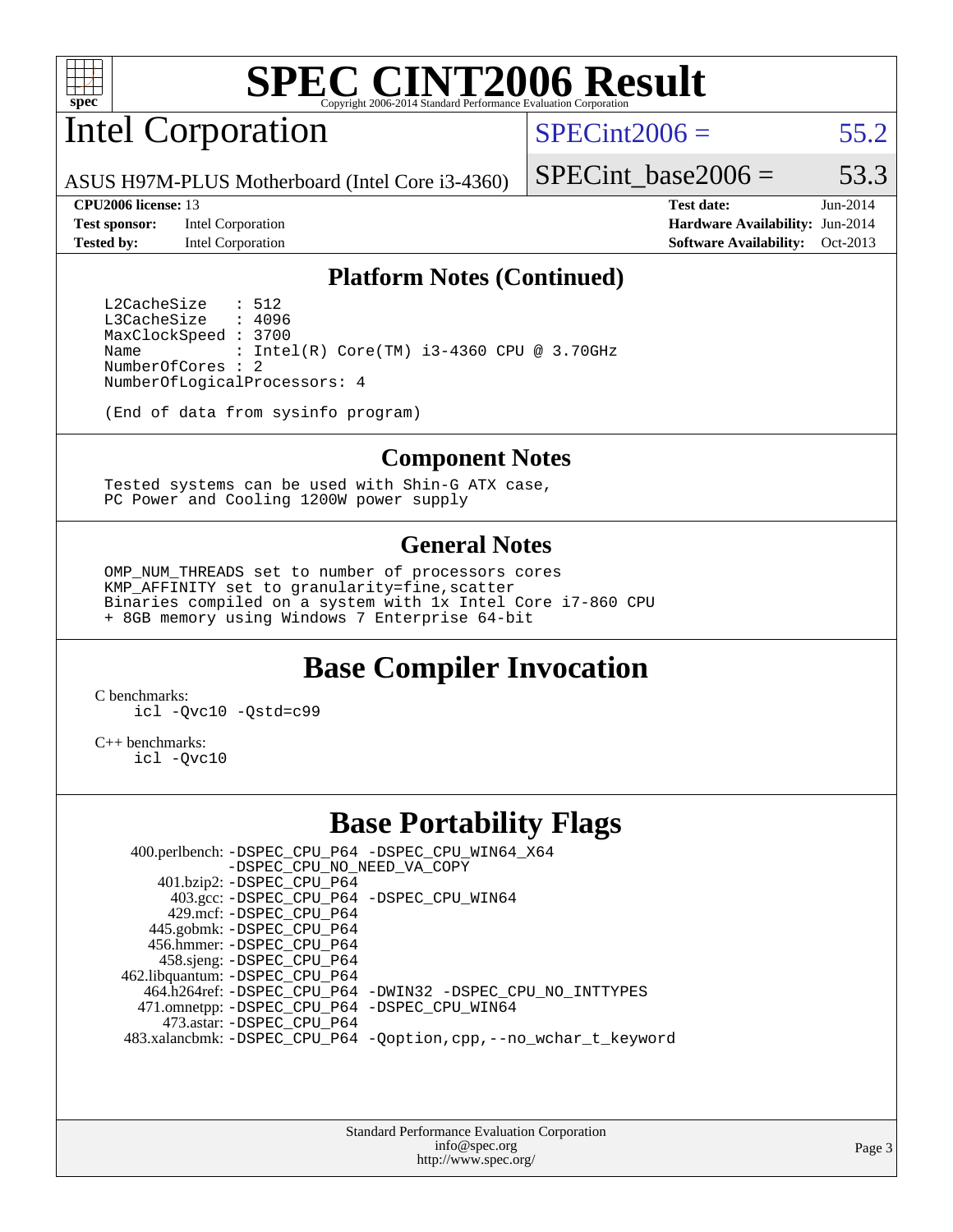# SPEC CINT2006 Result

Copyright 2006-2014 Standard Performance Evaluation Corporation

## Intel Corporation

ASUS H97M-PLUS Motherboard (Intel Core i3-4360)

SPECint2006 = 55.2

SPECint_base2006 = 53.3

| | | | |
|---|---|---|---|
| **CPU2006 license:** 13 | | **Test date:** | Jun-2014 |
| **Test sponsor:** | Intel Corporation | **Hardware Availability:** | Jun-2014 |
| **Tested by:** | Intel Corporation | **Software Availability:** | Oct-2013 |

### Platform Notes (Continued)

```
L2CacheSize   : 512
L3CacheSize   : 4096
MaxClockSpeed : 3700
Name          : Intel(R) Core(TM) i3-4360 CPU @ 3.70GHz
NumberOfCores : 2
NumberOfLogicalProcessors: 4

(End of data from sysinfo program)
```

### Component Notes

```
Tested systems can be used with Shin-G ATX case,
PC Power and Cooling 1200W power supply
```

### General Notes

```
OMP_NUM_THREADS set to number of processors cores
KMP_AFFINITY set to granularity=fine,scatter
Binaries compiled on a system with 1x Intel Core i7-860 CPU
+ 8GB memory using Windows 7 Enterprise 64-bit
```

## Base Compiler Invocation

C benchmarks:
```
icl -Qvc10 -Qstd=c99
```

C++ benchmarks:
```
icl -Qvc10
```

## Base Portability Flags

| Benchmark | Flags |
|---|---|
| 400.perlbench: | -DSPEC_CPU_P64 -DSPEC_CPU_WIN64_X64 -DSPEC_CPU_NO_NEED_VA_COPY |
| 401.bzip2: | -DSPEC_CPU_P64 |
| 403.gcc: | -DSPEC_CPU_P64 -DSPEC_CPU_WIN64 |
| 429.mcf: | -DSPEC_CPU_P64 |
| 445.gobmk: | -DSPEC_CPU_P64 |
| 456.hmmer: | -DSPEC_CPU_P64 |
| 458.sjeng: | -DSPEC_CPU_P64 |
| 462.libquantum: | -DSPEC_CPU_P64 |
| 464.h264ref: | -DSPEC_CPU_P64 -DWIN32 -DSPEC_CPU_NO_INTTYPES |
| 471.omnetpp: | -DSPEC_CPU_P64 -DSPEC_CPU_WIN64 |
| 473.astar: | -DSPEC_CPU_P64 |
| 483.xalancbmk: | -DSPEC_CPU_P64 -Qoption,cpp,--no_wchar_t_keyword |

Standard Performance Evaluation Corporation
info@spec.org
http://www.spec.org/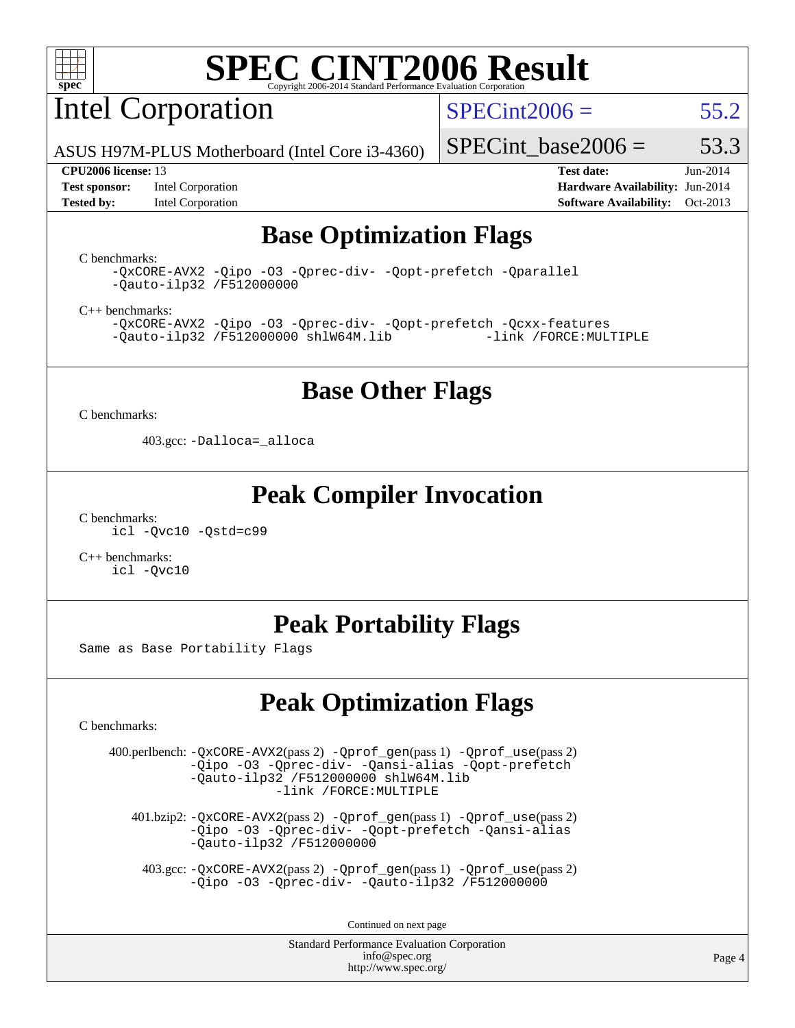# SPEC CINT2006 Result

## Intel Corporation

ASUS H97M-PLUS Motherboard (Intel Core i3-4360)

SPECint2006 = 55.2

SPECint_base2006 = 53.3

**CPU2006 license:** 13
**Test sponsor:** Intel Corporation
**Tested by:** Intel Corporation
**Test date:** Jun-2014
**Hardware Availability:** Jun-2014
**Software Availability:** Oct-2013

## Base Optimization Flags

C benchmarks:

```
-QxCORE-AVX2 -Qipo -O3 -Qprec-div- -Qopt-prefetch -Qparallel
-Qauto-ilp32 /F512000000
```

C++ benchmarks:

```
-QxCORE-AVX2 -Qipo -O3 -Qprec-div- -Qopt-prefetch -Qcxx-features
-Qauto-ilp32 /F512000000 shlW64M.lib          -link /FORCE:MULTIPLE
```

## Base Other Flags

C benchmarks:

403.gcc: `-Dalloca=_alloca`

## Peak Compiler Invocation

C benchmarks:

```
icl -Qvc10 -Qstd=c99
```

C++ benchmarks:

```
icl -Qvc10
```

## Peak Portability Flags

Same as Base Portability Flags

## Peak Optimization Flags

C benchmarks:

400.perlbench: `-QxCORE-AVX2`(pass 2) `-Qprof_gen`(pass 1) `-Qprof_use`(pass 2) `-Qipo -O3 -Qprec-div- -Qansi-alias -Qopt-prefetch -Qauto-ilp32 /F512000000 shlW64M.lib -link /FORCE:MULTIPLE`

401.bzip2: `-QxCORE-AVX2`(pass 2) `-Qprof_gen`(pass 1) `-Qprof_use`(pass 2) `-Qipo -O3 -Qprec-div- -Qopt-prefetch -Qansi-alias -Qauto-ilp32 /F512000000`

403.gcc: `-QxCORE-AVX2`(pass 2) `-Qprof_gen`(pass 1) `-Qprof_use`(pass 2) `-Qipo -O3 -Qprec-div- -Qauto-ilp32 /F512000000`

Continued on next page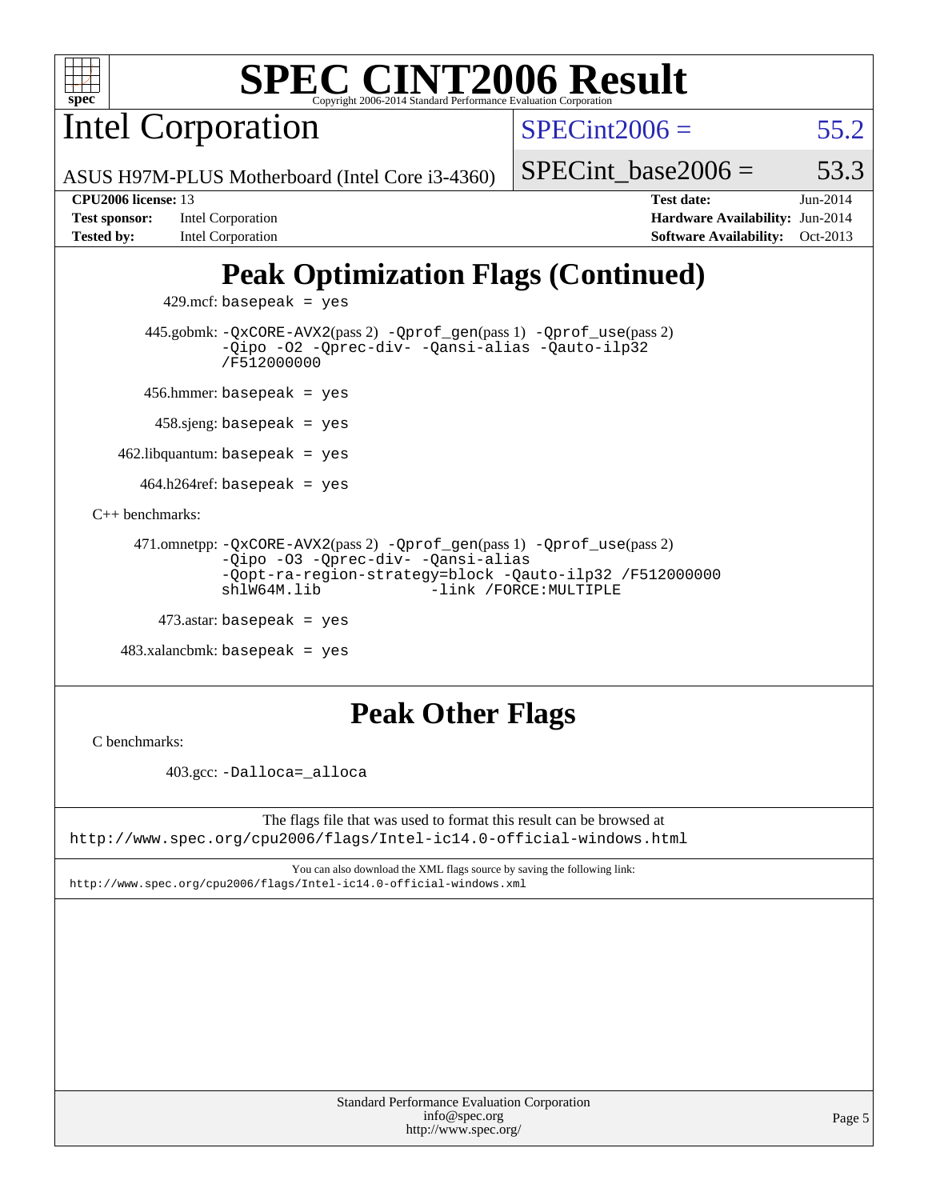# SPEC CINT2006 Result

Copyright 2006-2014 Standard Performance Evaluation Corporation

## Intel Corporation

ASUS H97M-PLUS Motherboard (Intel Core i3-4360)

SPECint2006 = 55.2

SPECint_base2006 = 53.3

**CPU2006 license:** 13
**Test sponsor:** Intel Corporation
**Tested by:** Intel Corporation

**Test date:** Jun-2014
**Hardware Availability:** Jun-2014
**Software Availability:** Oct-2013

## Peak Optimization Flags (Continued)

429.mcf: `basepeak = yes`

445.gobmk: `-QxCORE-AVX2`(pass 2) `-Qprof_gen`(pass 1) `-Qprof_use`(pass 2) `-Qipo -O2 -Qprec-div- -Qansi-alias -Qauto-ilp32 /F512000000`

456.hmmer: `basepeak = yes`

458.sjeng: `basepeak = yes`

462.libquantum: `basepeak = yes`

464.h264ref: `basepeak = yes`

C++ benchmarks:

471.omnetpp: `-QxCORE-AVX2`(pass 2) `-Qprof_gen`(pass 1) `-Qprof_use`(pass 2) `-Qipo -O3 -Qprec-div- -Qansi-alias -Qopt-ra-region-strategy=block -Qauto-ilp32 /F512000000 shlW64M.lib -link /FORCE:MULTIPLE`

473.astar: `basepeak = yes`

483.xalancbmk: `basepeak = yes`

## Peak Other Flags

C benchmarks:

403.gcc: `-Dalloca=_alloca`

The flags file that was used to format this result can be browsed at
http://www.spec.org/cpu2006/flags/Intel-ic14.0-official-windows.html

You can also download the XML flags source by saving the following link:
http://www.spec.org/cpu2006/flags/Intel-ic14.0-official-windows.xml

Standard Performance Evaluation Corporation
info@spec.org
http://www.spec.org/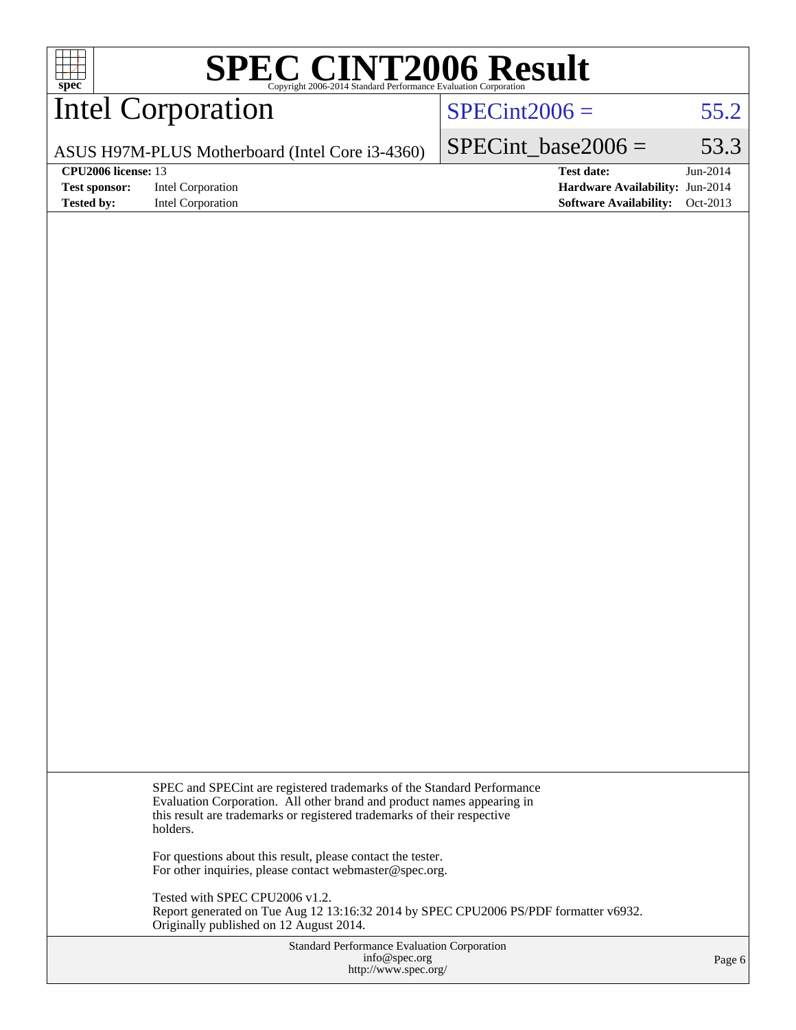SPEC and SPECint are registered trademarks of the Standard Performance Evaluation Corporation. All other brand and product names appearing in this result are trademarks or registered trademarks of their respective holders.

For questions about this result, please contact the tester.
For other inquiries, please contact webmaster@spec.org.

Tested with SPEC CPU2006 v1.2.
Report generated on Tue Aug 12 13:16:32 2014 by SPEC CPU2006 PS/PDF formatter v6932.
Originally published on 12 August 2014.